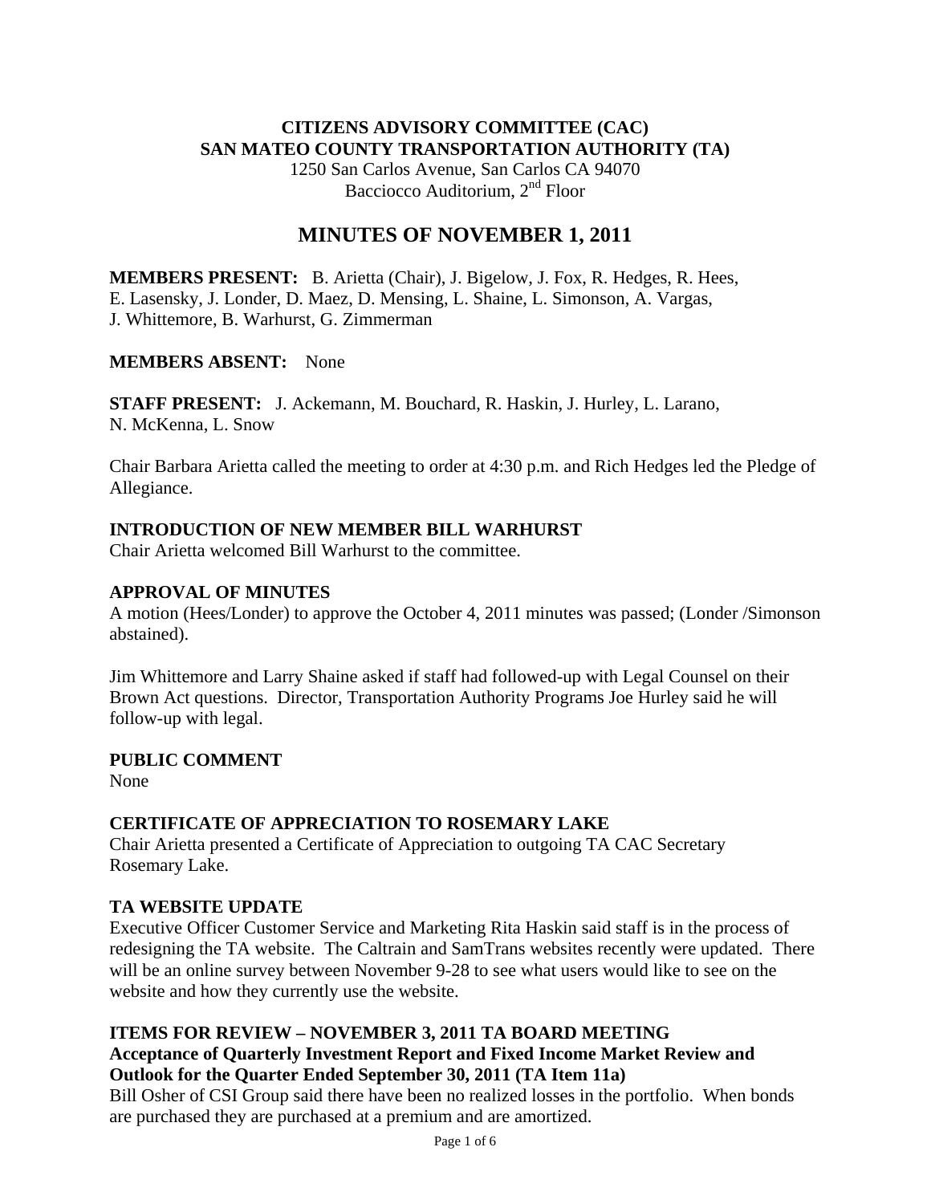**CITIZENS ADVISORY COMMITTEE (CAC)**
**SAN MATEO COUNTY TRANSPORTATION AUTHORITY (TA)**
1250 San Carlos Avenue, San Carlos CA 94070
Bacciocco Auditorium, 2nd Floor

# MINUTES OF NOVEMBER 1, 2011

**MEMBERS PRESENT:** B. Arietta (Chair), J. Bigelow, J. Fox, R. Hedges, R. Hees, E. Lasensky, J. Londer, D. Maez, D. Mensing, L. Shaine, L. Simonson, A. Vargas, J. Whittemore, B. Warhurst, G. Zimmerman

**MEMBERS ABSENT:** None

**STAFF PRESENT:** J. Ackemann, M. Bouchard, R. Haskin, J. Hurley, L. Larano, N. McKenna, L. Snow

Chair Barbara Arietta called the meeting to order at 4:30 p.m. and Rich Hedges led the Pledge of Allegiance.

**INTRODUCTION OF NEW MEMBER BILL WARHURST**
Chair Arietta welcomed Bill Warhurst to the committee.

**APPROVAL OF MINUTES**
A motion (Hees/Londer) to approve the October 4, 2011 minutes was passed; (Londer /Simonson abstained).

Jim Whittemore and Larry Shaine asked if staff had followed-up with Legal Counsel on their Brown Act questions. Director, Transportation Authority Programs Joe Hurley said he will follow-up with legal.

**PUBLIC COMMENT**
None

**CERTIFICATE OF APPRECIATION TO ROSEMARY LAKE**
Chair Arietta presented a Certificate of Appreciation to outgoing TA CAC Secretary Rosemary Lake.

**TA WEBSITE UPDATE**
Executive Officer Customer Service and Marketing Rita Haskin said staff is in the process of redesigning the TA website. The Caltrain and SamTrans websites recently were updated. There will be an online survey between November 9-28 to see what users would like to see on the website and how they currently use the website.

**ITEMS FOR REVIEW – NOVEMBER 3, 2011 TA BOARD MEETING**
**Acceptance of Quarterly Investment Report and Fixed Income Market Review and Outlook for the Quarter Ended September 30, 2011 (TA Item 11a)**
Bill Osher of CSI Group said there have been no realized losses in the portfolio. When bonds are purchased they are purchased at a premium and are amortized.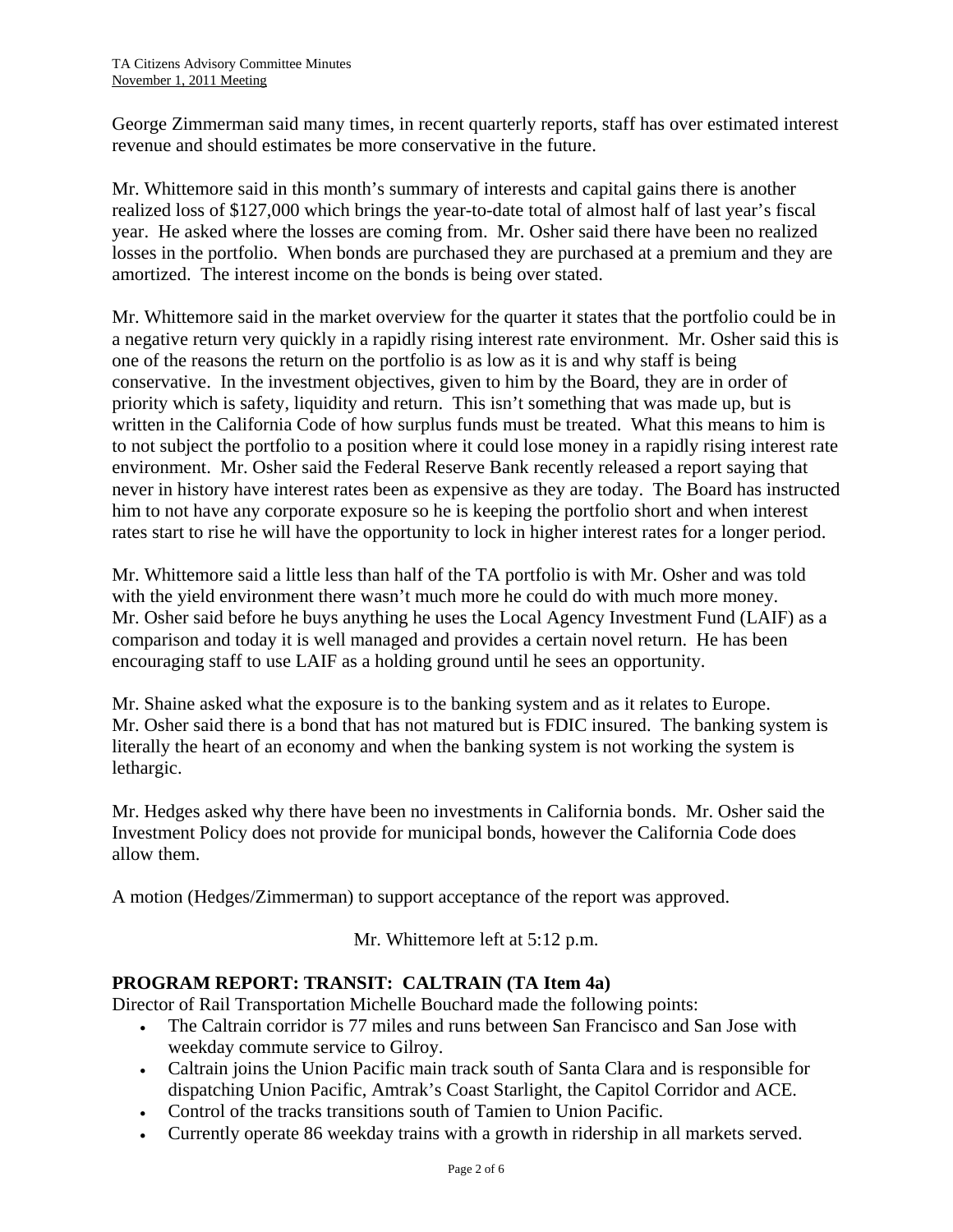George Zimmerman said many times, in recent quarterly reports, staff has over estimated interest revenue and should estimates be more conservative in the future.

Mr. Whittemore said in this month's summary of interests and capital gains there is another realized loss of $127,000 which brings the year-to-date total of almost half of last year's fiscal year. He asked where the losses are coming from. Mr. Osher said there have been no realized losses in the portfolio. When bonds are purchased they are purchased at a premium and they are amortized. The interest income on the bonds is being over stated.

Mr. Whittemore said in the market overview for the quarter it states that the portfolio could be in a negative return very quickly in a rapidly rising interest rate environment. Mr. Osher said this is one of the reasons the return on the portfolio is as low as it is and why staff is being conservative. In the investment objectives, given to him by the Board, they are in order of priority which is safety, liquidity and return. This isn't something that was made up, but is written in the California Code of how surplus funds must be treated. What this means to him is to not subject the portfolio to a position where it could lose money in a rapidly rising interest rate environment. Mr. Osher said the Federal Reserve Bank recently released a report saying that never in history have interest rates been as expensive as they are today. The Board has instructed him to not have any corporate exposure so he is keeping the portfolio short and when interest rates start to rise he will have the opportunity to lock in higher interest rates for a longer period.

Mr. Whittemore said a little less than half of the TA portfolio is with Mr. Osher and was told with the yield environment there wasn't much more he could do with much more money. Mr. Osher said before he buys anything he uses the Local Agency Investment Fund (LAIF) as a comparison and today it is well managed and provides a certain novel return. He has been encouraging staff to use LAIF as a holding ground until he sees an opportunity.

Mr. Shaine asked what the exposure is to the banking system and as it relates to Europe. Mr. Osher said there is a bond that has not matured but is FDIC insured. The banking system is literally the heart of an economy and when the banking system is not working the system is lethargic.

Mr. Hedges asked why there have been no investments in California bonds. Mr. Osher said the Investment Policy does not provide for municipal bonds, however the California Code does allow them.

A motion (Hedges/Zimmerman) to support acceptance of the report was approved.

Mr. Whittemore left at 5:12 p.m.

**PROGRAM REPORT: TRANSIT: CALTRAIN (TA Item 4a)**

Director of Rail Transportation Michelle Bouchard made the following points:

- The Caltrain corridor is 77 miles and runs between San Francisco and San Jose with weekday commute service to Gilroy.
- Caltrain joins the Union Pacific main track south of Santa Clara and is responsible for dispatching Union Pacific, Amtrak's Coast Starlight, the Capitol Corridor and ACE.
- Control of the tracks transitions south of Tamien to Union Pacific.
- Currently operate 86 weekday trains with a growth in ridership in all markets served.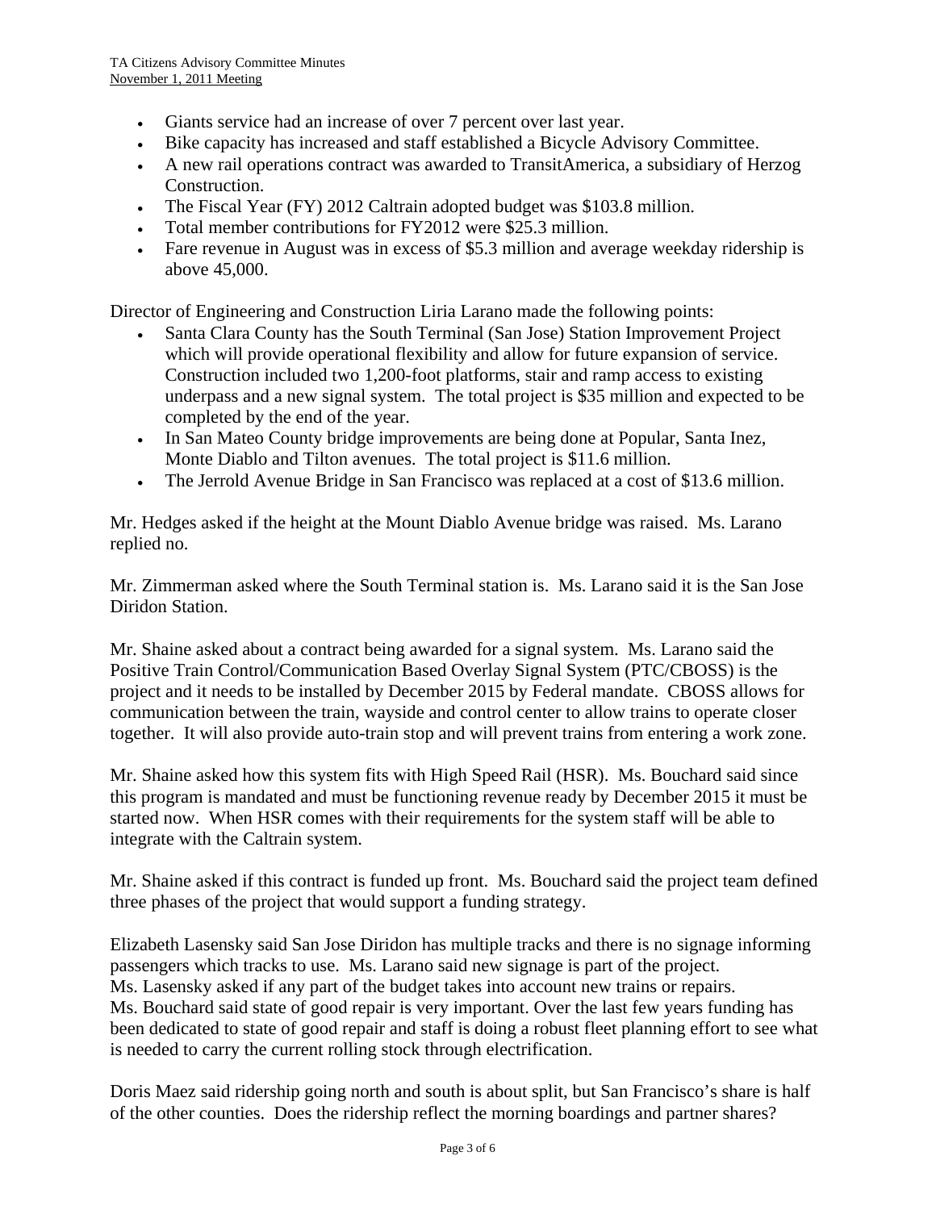- Giants service had an increase of over 7 percent over last year.
- Bike capacity has increased and staff established a Bicycle Advisory Committee.
- A new rail operations contract was awarded to TransitAmerica, a subsidiary of Herzog Construction.
- The Fiscal Year (FY) 2012 Caltrain adopted budget was $103.8 million.
- Total member contributions for FY2012 were $25.3 million.
- Fare revenue in August was in excess of $5.3 million and average weekday ridership is above 45,000.

Director of Engineering and Construction Liria Larano made the following points:

- Santa Clara County has the South Terminal (San Jose) Station Improvement Project which will provide operational flexibility and allow for future expansion of service. Construction included two 1,200-foot platforms, stair and ramp access to existing underpass and a new signal system. The total project is $35 million and expected to be completed by the end of the year.
- In San Mateo County bridge improvements are being done at Popular, Santa Inez, Monte Diablo and Tilton avenues. The total project is $11.6 million.
- The Jerrold Avenue Bridge in San Francisco was replaced at a cost of $13.6 million.

Mr. Hedges asked if the height at the Mount Diablo Avenue bridge was raised. Ms. Larano replied no.

Mr. Zimmerman asked where the South Terminal station is. Ms. Larano said it is the San Jose Diridon Station.

Mr. Shaine asked about a contract being awarded for a signal system. Ms. Larano said the Positive Train Control/Communication Based Overlay Signal System (PTC/CBOSS) is the project and it needs to be installed by December 2015 by Federal mandate. CBOSS allows for communication between the train, wayside and control center to allow trains to operate closer together. It will also provide auto-train stop and will prevent trains from entering a work zone.

Mr. Shaine asked how this system fits with High Speed Rail (HSR). Ms. Bouchard said since this program is mandated and must be functioning revenue ready by December 2015 it must be started now. When HSR comes with their requirements for the system staff will be able to integrate with the Caltrain system.

Mr. Shaine asked if this contract is funded up front. Ms. Bouchard said the project team defined three phases of the project that would support a funding strategy.

Elizabeth Lasensky said San Jose Diridon has multiple tracks and there is no signage informing passengers which tracks to use. Ms. Larano said new signage is part of the project.
Ms. Lasensky asked if any part of the budget takes into account new trains or repairs.
Ms. Bouchard said state of good repair is very important. Over the last few years funding has been dedicated to state of good repair and staff is doing a robust fleet planning effort to see what is needed to carry the current rolling stock through electrification.

Doris Maez said ridership going north and south is about split, but San Francisco's share is half of the other counties. Does the ridership reflect the morning boardings and partner shares?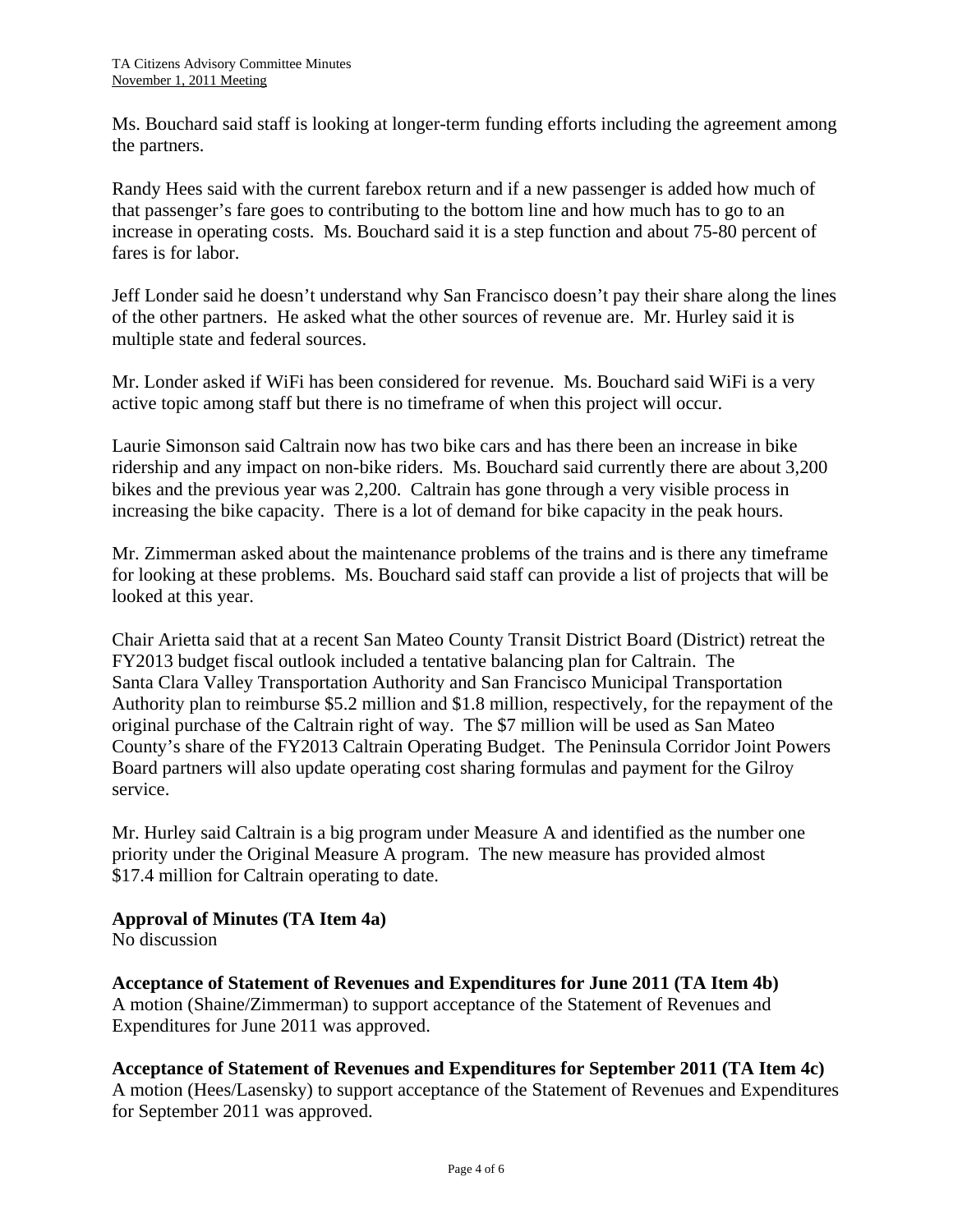Ms. Bouchard said staff is looking at longer-term funding efforts including the agreement among the partners.

Randy Hees said with the current farebox return and if a new passenger is added how much of that passenger's fare goes to contributing to the bottom line and how much has to go to an increase in operating costs. Ms. Bouchard said it is a step function and about 75-80 percent of fares is for labor.

Jeff Londer said he doesn't understand why San Francisco doesn't pay their share along the lines of the other partners. He asked what the other sources of revenue are. Mr. Hurley said it is multiple state and federal sources.

Mr. Londer asked if WiFi has been considered for revenue. Ms. Bouchard said WiFi is a very active topic among staff but there is no timeframe of when this project will occur.

Laurie Simonson said Caltrain now has two bike cars and has there been an increase in bike ridership and any impact on non-bike riders. Ms. Bouchard said currently there are about 3,200 bikes and the previous year was 2,200. Caltrain has gone through a very visible process in increasing the bike capacity. There is a lot of demand for bike capacity in the peak hours.

Mr. Zimmerman asked about the maintenance problems of the trains and is there any timeframe for looking at these problems. Ms. Bouchard said staff can provide a list of projects that will be looked at this year.

Chair Arietta said that at a recent San Mateo County Transit District Board (District) retreat the FY2013 budget fiscal outlook included a tentative balancing plan for Caltrain. The Santa Clara Valley Transportation Authority and San Francisco Municipal Transportation Authority plan to reimburse $5.2 million and $1.8 million, respectively, for the repayment of the original purchase of the Caltrain right of way. The $7 million will be used as San Mateo County's share of the FY2013 Caltrain Operating Budget. The Peninsula Corridor Joint Powers Board partners will also update operating cost sharing formulas and payment for the Gilroy service.

Mr. Hurley said Caltrain is a big program under Measure A and identified as the number one priority under the Original Measure A program. The new measure has provided almost $17.4 million for Caltrain operating to date.

**Approval of Minutes (TA Item 4a)**
No discussion

**Acceptance of Statement of Revenues and Expenditures for June 2011 (TA Item 4b)**
A motion (Shaine/Zimmerman) to support acceptance of the Statement of Revenues and Expenditures for June 2011 was approved.

**Acceptance of Statement of Revenues and Expenditures for September 2011 (TA Item 4c)**
A motion (Hees/Lasensky) to support acceptance of the Statement of Revenues and Expenditures for September 2011 was approved.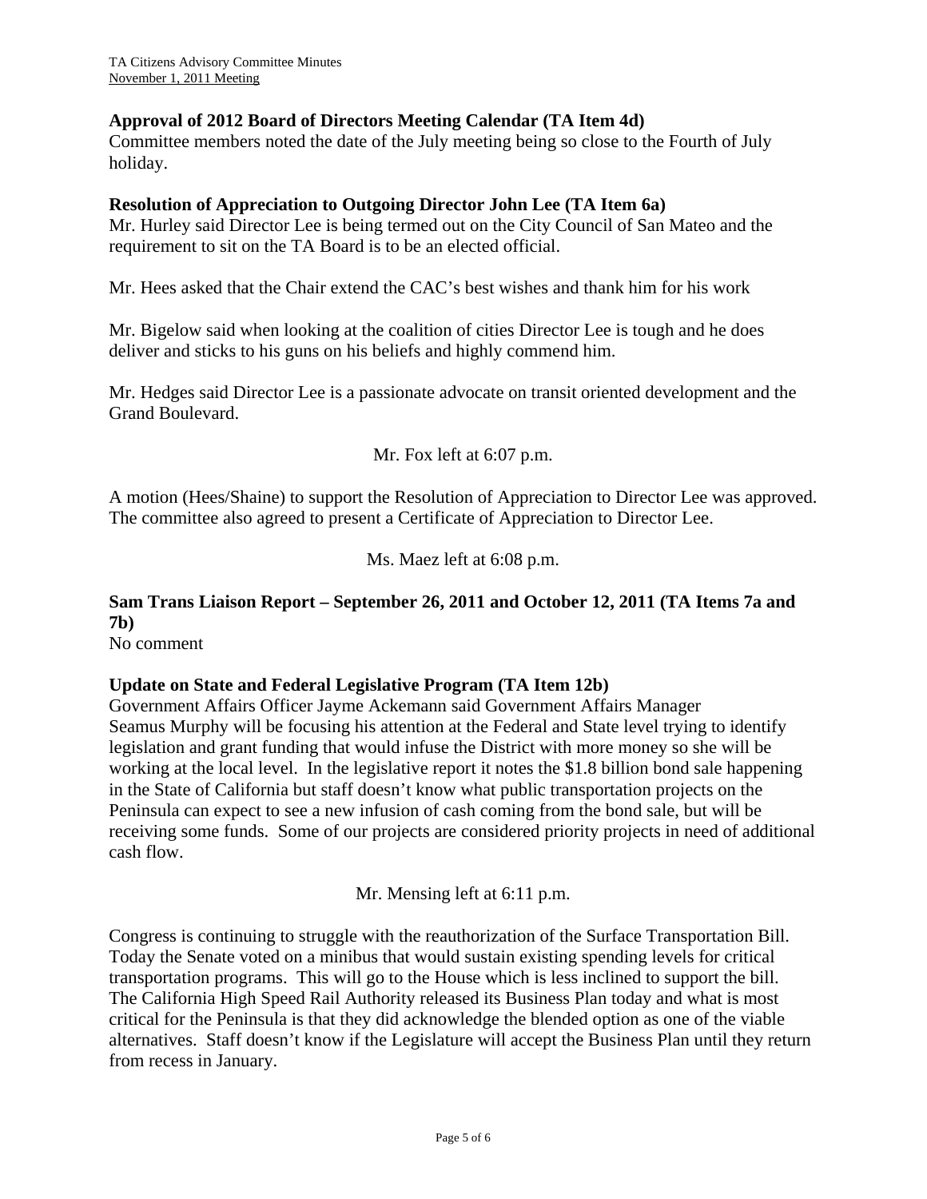**Approval of 2012 Board of Directors Meeting Calendar (TA Item 4d)**
Committee members noted the date of the July meeting being so close to the Fourth of July holiday.

**Resolution of Appreciation to Outgoing Director John Lee (TA Item 6a)**
Mr. Hurley said Director Lee is being termed out on the City Council of San Mateo and the requirement to sit on the TA Board is to be an elected official.

Mr. Hees asked that the Chair extend the CAC's best wishes and thank him for his work

Mr. Bigelow said when looking at the coalition of cities Director Lee is tough and he does deliver and sticks to his guns on his beliefs and highly commend him.

Mr. Hedges said Director Lee is a passionate advocate on transit oriented development and the Grand Boulevard.

Mr. Fox left at 6:07 p.m.

A motion (Hees/Shaine) to support the Resolution of Appreciation to Director Lee was approved. The committee also agreed to present a Certificate of Appreciation to Director Lee.

Ms. Maez left at 6:08 p.m.

**Sam Trans Liaison Report – September 26, 2011 and October 12, 2011 (TA Items 7a and 7b)**
No comment

**Update on State and Federal Legislative Program (TA Item 12b)**
Government Affairs Officer Jayme Ackemann said Government Affairs Manager Seamus Murphy will be focusing his attention at the Federal and State level trying to identify legislation and grant funding that would infuse the District with more money so she will be working at the local level. In the legislative report it notes the $1.8 billion bond sale happening in the State of California but staff doesn't know what public transportation projects on the Peninsula can expect to see a new infusion of cash coming from the bond sale, but will be receiving some funds. Some of our projects are considered priority projects in need of additional cash flow.

Mr. Mensing left at 6:11 p.m.

Congress is continuing to struggle with the reauthorization of the Surface Transportation Bill. Today the Senate voted on a minibus that would sustain existing spending levels for critical transportation programs. This will go to the House which is less inclined to support the bill. The California High Speed Rail Authority released its Business Plan today and what is most critical for the Peninsula is that they did acknowledge the blended option as one of the viable alternatives. Staff doesn't know if the Legislature will accept the Business Plan until they return from recess in January.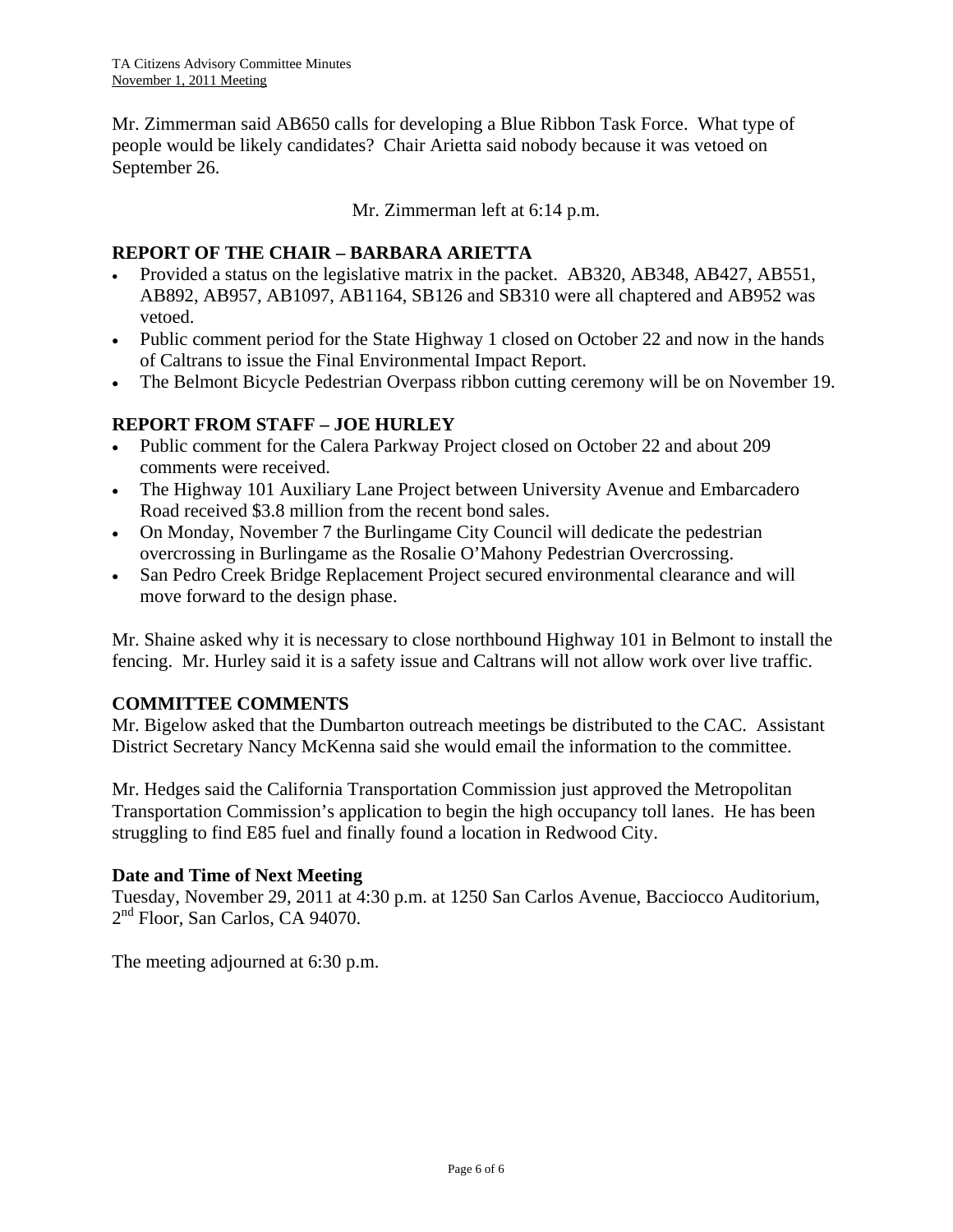Mr. Zimmerman said AB650 calls for developing a Blue Ribbon Task Force. What type of people would be likely candidates? Chair Arietta said nobody because it was vetoed on September 26.

Mr. Zimmerman left at 6:14 p.m.

## REPORT OF THE CHAIR – BARBARA ARIETTA

- Provided a status on the legislative matrix in the packet. AB320, AB348, AB427, AB551, AB892, AB957, AB1097, AB1164, SB126 and SB310 were all chaptered and AB952 was vetoed.
- Public comment period for the State Highway 1 closed on October 22 and now in the hands of Caltrans to issue the Final Environmental Impact Report.
- The Belmont Bicycle Pedestrian Overpass ribbon cutting ceremony will be on November 19.

## REPORT FROM STAFF – JOE HURLEY

- Public comment for the Calera Parkway Project closed on October 22 and about 209 comments were received.
- The Highway 101 Auxiliary Lane Project between University Avenue and Embarcadero Road received \$3.8 million from the recent bond sales.
- On Monday, November 7 the Burlingame City Council will dedicate the pedestrian overcrossing in Burlingame as the Rosalie O'Mahony Pedestrian Overcrossing.
- San Pedro Creek Bridge Replacement Project secured environmental clearance and will move forward to the design phase.

Mr. Shaine asked why it is necessary to close northbound Highway 101 in Belmont to install the fencing. Mr. Hurley said it is a safety issue and Caltrans will not allow work over live traffic.

## COMMITTEE COMMENTS

Mr. Bigelow asked that the Dumbarton outreach meetings be distributed to the CAC. Assistant District Secretary Nancy McKenna said she would email the information to the committee.

Mr. Hedges said the California Transportation Commission just approved the Metropolitan Transportation Commission's application to begin the high occupancy toll lanes. He has been struggling to find E85 fuel and finally found a location in Redwood City.

### Date and Time of Next Meeting

Tuesday, November 29, 2011 at 4:30 p.m. at 1250 San Carlos Avenue, Bacciocco Auditorium, 2nd Floor, San Carlos, CA 94070.

The meeting adjourned at 6:30 p.m.